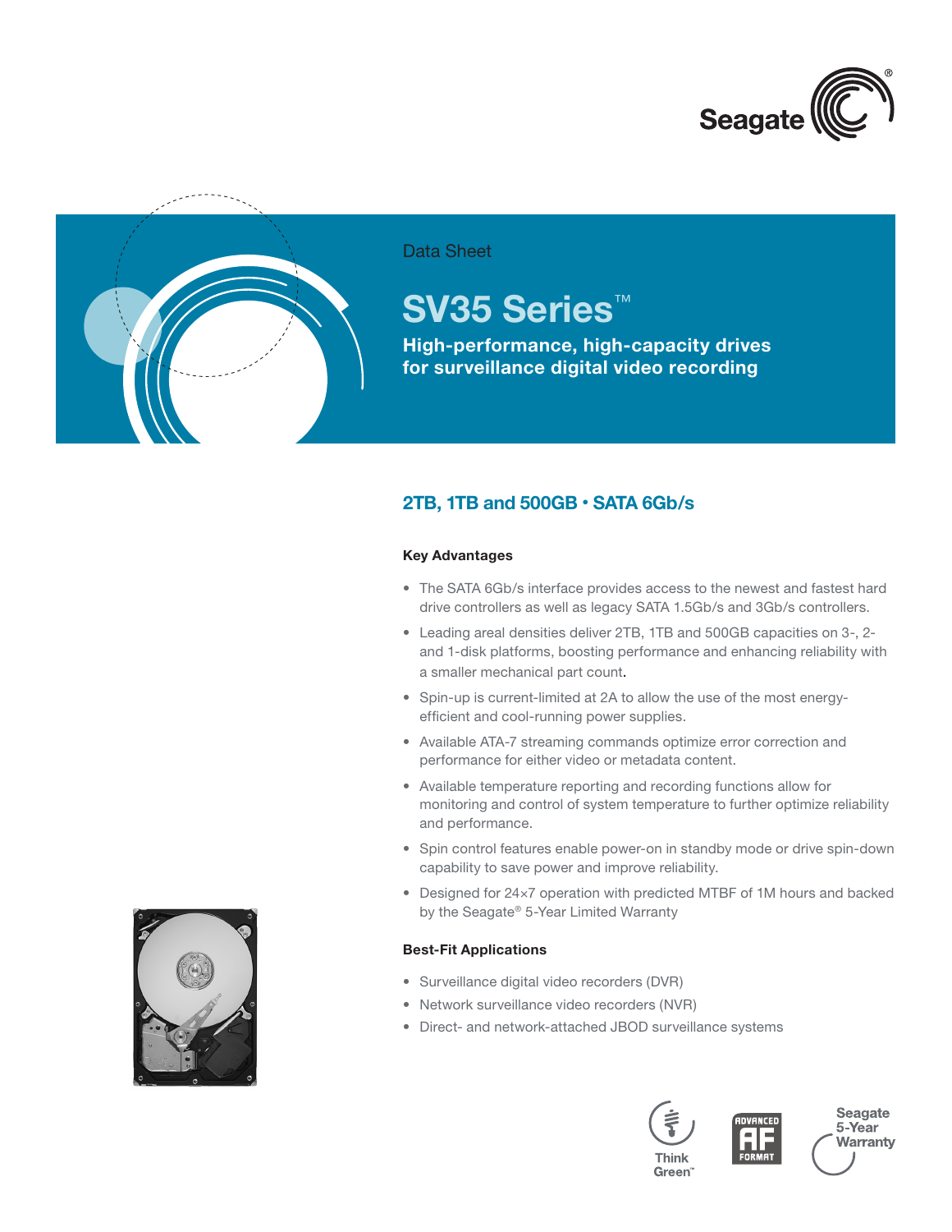Seagate

Data Sheet

# SV35 Series™

**High-performance, high-capacity drives for surveillance digital video recording**

## 2TB, 1TB and 500GB • SATA 6Gb/s

### Key Advantages

- The SATA 6Gb/s interface provides access to the newest and fastest hard drive controllers as well as legacy SATA 1.5Gb/s and 3Gb/s controllers.
- Leading areal densities deliver 2TB, 1TB and 500GB capacities on 3-, 2- and 1-disk platforms, boosting performance and enhancing reliability with a smaller mechanical part count.
- Spin-up is current-limited at 2A to allow the use of the most energy-efficient and cool-running power supplies.
- Available ATA-7 streaming commands optimize error correction and performance for either video or metadata content.
- Available temperature reporting and recording functions allow for monitoring and control of system temperature to further optimize reliability and performance.
- Spin control features enable power-on in standby mode or drive spin-down capability to save power and improve reliability.
- Designed for 24×7 operation with predicted MTBF of 1M hours and backed by the Seagate® 5-Year Limited Warranty

### Best-Fit Applications

- Surveillance digital video recorders (DVR)
- Network surveillance video recorders (NVR)
- Direct- and network-attached JBOD surveillance systems

Think Green™

Advanced Format

Seagate 5-Year Warranty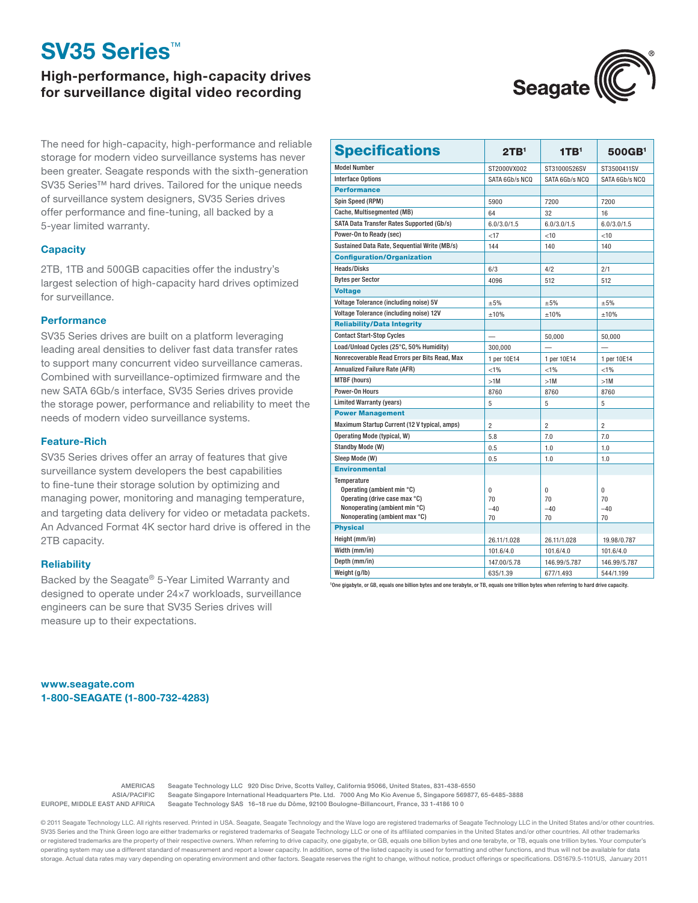# SV35 Series™

## High-performance, high-capacity drives for surveillance digital video recording

The need for high-capacity, high-performance and reliable storage for modern video surveillance systems has never been greater. Seagate responds with the sixth-generation SV35 Series™ hard drives. Tailored for the unique needs of surveillance system designers, SV35 Series drives offer performance and fine-tuning, all backed by a 5-year limited warranty.

### Capacity

2TB, 1TB and 500GB capacities offer the industry's largest selection of high-capacity hard drives optimized for surveillance.

### Performance

SV35 Series drives are built on a platform leveraging leading areal densities to deliver fast data transfer rates to support many concurrent video surveillance cameras. Combined with surveillance-optimized firmware and the new SATA 6Gb/s interface, SV35 Series drives provide the storage power, performance and reliability to meet the needs of modern video surveillance systems.

### Feature-Rich

SV35 Series drives offer an array of features that give surveillance system developers the best capabilities to fine-tune their storage solution by optimizing and managing power, monitoring and managing temperature, and targeting data delivery for video or metadata packets. An Advanced Format 4K sector hard drive is offered in the 2TB capacity.

### Reliability

Backed by the Seagate® 5-Year Limited Warranty and designed to operate under 24×7 workloads, surveillance engineers can be sure that SV35 Series drives will measure up to their expectations.

| Specifications | 2TB[1] | 1TB[1] | 500GB[1] |
|---|---|---|---|
| Model Number | ST2000VX002 | ST31000526SV | ST3500411SV |
| Interface Options | SATA 6Gb/s NCQ | SATA 6Gb/s NCQ | SATA 6Gb/s NCQ |
| **Performance** | | | |
| Spin Speed (RPM) | 5900 | 7200 | 7200 |
| Cache, Multisegmented (MB) | 64 | 32 | 16 |
| SATA Data Transfer Rates Supported (Gb/s) | 6.0/3.0/1.5 | 6.0/3.0/1.5 | 6.0/3.0/1.5 |
| Power-On to Ready (sec) | <17 | <10 | <10 |
| Sustained Data Rate, Sequential Write (MB/s) | 144 | 140 | 140 |
| **Configuration/Organization** | | | |
| Heads/Disks | 6/3 | 4/2 | 2/1 |
| Bytes per Sector | 4096 | 512 | 512 |
| **Voltage** | | | |
| Voltage Tolerance (including noise) 5V | ±5% | ±5% | ±5% |
| Voltage Tolerance (including noise) 12V | ±10% | ±10% | ±10% |
| **Reliability/Data Integrity** | | | |
| Contact Start-Stop Cycles | — | 50,000 | 50,000 |
| Load/Unload Cycles (25°C, 50% Humidity) | 300,000 | — | — |
| Nonrecoverable Read Errors per Bits Read, Max | 1 per 10E14 | 1 per 10E14 | 1 per 10E14 |
| Annualized Failure Rate (AFR) | <1% | <1% | <1% |
| MTBF (hours) | >1M | >1M | >1M |
| Power-On Hours | 8760 | 8760 | 8760 |
| Limited Warranty (years) | 5 | 5 | 5 |
| **Power Management** | | | |
| Maximum Startup Current (12 V typical, amps) | 2 | 2 | 2 |
| Operating Mode (typical, W) | 5.8 | 7.0 | 7.0 |
| Standby Mode (W) | 0.5 | 1.0 | 1.0 |
| Sleep Mode (W) | 0.5 | 1.0 | 1.0 |
| **Environmental** | | | |
| Temperature | | | |
| Operating (ambient min °C) | 0 | 0 | 0 |
| Operating (drive case max °C) | 70 | 70 | 70 |
| Nonoperating (ambient min °C) | −40 | −40 | −40 |
| Nonoperating (ambient max °C) | 70 | 70 | 70 |
| **Physical** | | | |
| Height (mm/in) | 26.11/1.028 | 26.11/1.028 | 19.98/0.787 |
| Width (mm/in) | 101.6/4.0 | 101.6/4.0 | 101.6/4.0 |
| Depth (mm/in) | 147.00/5.78 | 146.99/5.787 | 146.99/5.787 |
| Weight (g/lb) | 635/1.39 | 677/1.493 | 544/1.199 |

[1] One gigabyte, or GB, equals one billion bytes and one terabyte, or TB, equals one trillion bytes when referring to hard drive capacity.

**www.seagate.com**
**1-800-SEAGATE (1-800-732-4283)**

AMERICAS Seagate Technology LLC 920 Disc Drive, Scotts Valley, California 95066, United States, 831-438-6550
ASIA/PACIFIC Seagate Singapore International Headquarters Pte. Ltd. 7000 Ang Mo Kio Avenue 5, Singapore 569877, 65-6485-3888
EUROPE, MIDDLE EAST AND AFRICA Seagate Technology SAS 16–18 rue du Dôme, 92100 Boulogne-Billancourt, France, 33 1-4186 10 0

© 2011 Seagate Technology LLC. All rights reserved. Printed in USA. Seagate, Seagate Technology and the Wave logo are registered trademarks of Seagate Technology LLC in the United States and/or other countries. SV35 Series and the Think Green logo are either trademarks or registered trademarks of Seagate Technology LLC or one of its affiliated companies in the United States and/or other countries. All other trademarks or registered trademarks are the property of their respective owners. When referring to drive capacity, one gigabyte, or GB, equals one billion bytes and one terabyte, or TB, equals one trillion bytes. Your computer's operating system may use a different standard of measurement and report a lower capacity. In addition, some of the listed capacity is used for formatting and other functions, and thus will not be available for data storage. Actual data rates may vary depending on operating environment and other factors. Seagate reserves the right to change, without notice, product offerings or specifications. DS1679.5-1101US, January 2011